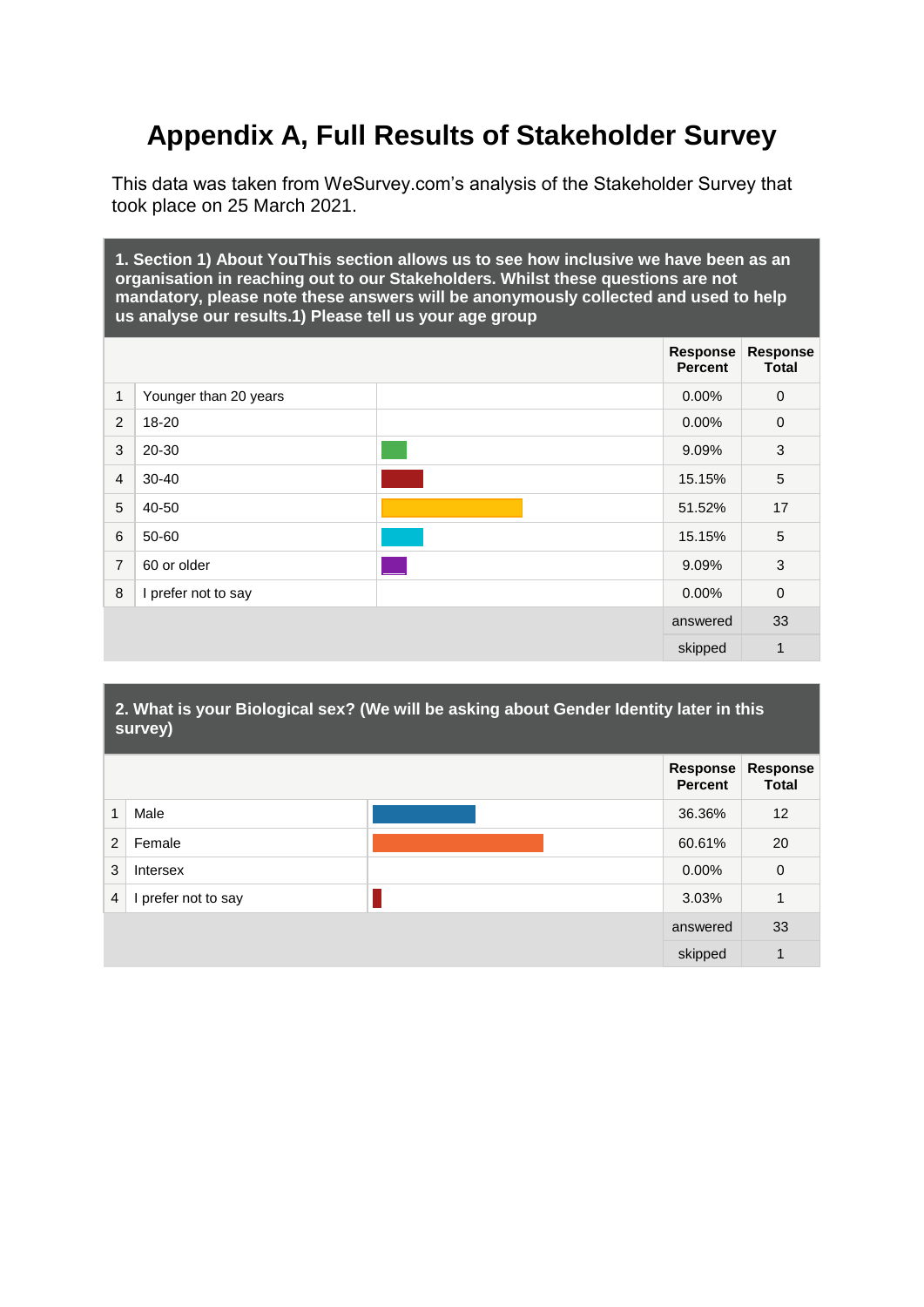# Appendix A, Full Results of Stakeholder Survey

This data was taken from WeSurvey.com's analysis of the Stakeholder Survey that took place on 25 March 2021.

**1. Section 1) About YouThis section allows us to see how inclusive we have been as an organisation in reaching out to our Stakeholders. Whilst these questions are not mandatory, please note these answers will be anonymously collected and used to help us analyse our results.1) Please tell us your age group**

| | | Response Percent | Response Total |
|---|---|---|---|
| 1 | Younger than 20 years | 0.00% | 0 |
| 2 | 18-20 | 0.00% | 0 |
| 3 | 20-30 | 9.09% | 3 |
| 4 | 30-40 | 15.15% | 5 |
| 5 | 40-50 | 51.52% | 17 |
| 6 | 50-60 | 15.15% | 5 |
| 7 | 60 or older | 9.09% | 3 |
| 8 | I prefer not to say | 0.00% | 0 |
| | | answered | 33 |
| | | skipped | 1 |

**2. What is your Biological sex? (We will be asking about Gender Identity later in this survey)**

| | | Response Percent | Response Total |
|---|---|---|---|
| 1 | Male | 36.36% | 12 |
| 2 | Female | 60.61% | 20 |
| 3 | Intersex | 0.00% | 0 |
| 4 | I prefer not to say | 3.03% | 1 |
| | | answered | 33 |
| | | skipped | 1 |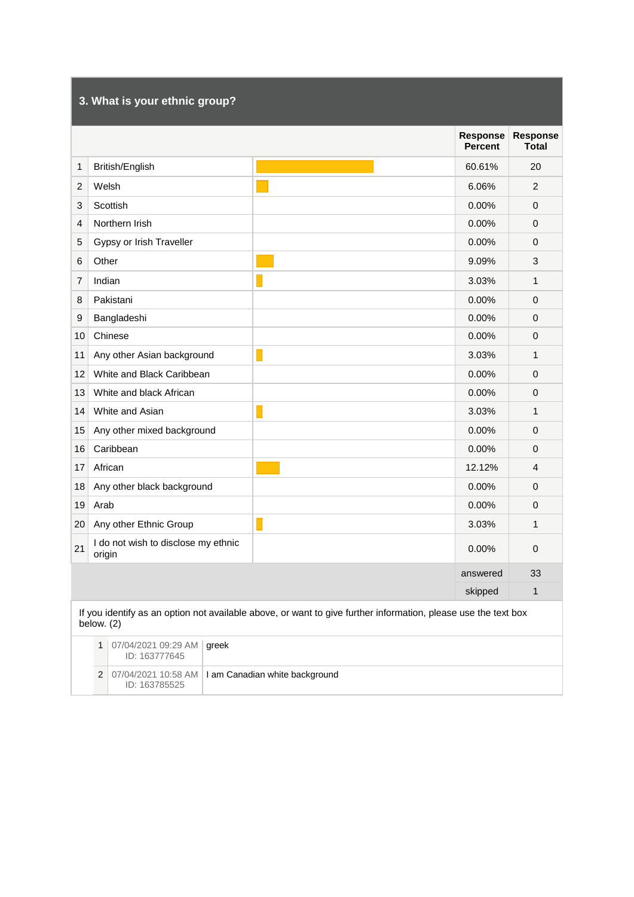## 3. What is your ethnic group?

| | | Response Percent | Response Total |
|---|---|---|---|
| 1 | British/English | 60.61% | 20 |
| 2 | Welsh | 6.06% | 2 |
| 3 | Scottish | 0.00% | 0 |
| 4 | Northern Irish | 0.00% | 0 |
| 5 | Gypsy or Irish Traveller | 0.00% | 0 |
| 6 | Other | 9.09% | 3 |
| 7 | Indian | 3.03% | 1 |
| 8 | Pakistani | 0.00% | 0 |
| 9 | Bangladeshi | 0.00% | 0 |
| 10 | Chinese | 0.00% | 0 |
| 11 | Any other Asian background | 3.03% | 1 |
| 12 | White and Black Caribbean | 0.00% | 0 |
| 13 | White and black African | 0.00% | 0 |
| 14 | White and Asian | 3.03% | 1 |
| 15 | Any other mixed background | 0.00% | 0 |
| 16 | Caribbean | 0.00% | 0 |
| 17 | African | 12.12% | 4 |
| 18 | Any other black background | 0.00% | 0 |
| 19 | Arab | 0.00% | 0 |
| 20 | Any other Ethnic Group | 3.03% | 1 |
| 21 | I do not wish to disclose my ethnic origin | 0.00% | 0 |
| | | answered | 33 |
| | | skipped | 1 |

If you identify as an option not available above, or want to give further information, please use the text box below. (2)

| | | |
|---|---|---|
| 1 | 07/04/2021 09:29 AM ID: 163777645 | greek |
| 2 | 07/04/2021 10:58 AM ID: 163785525 | I am Canadian white background |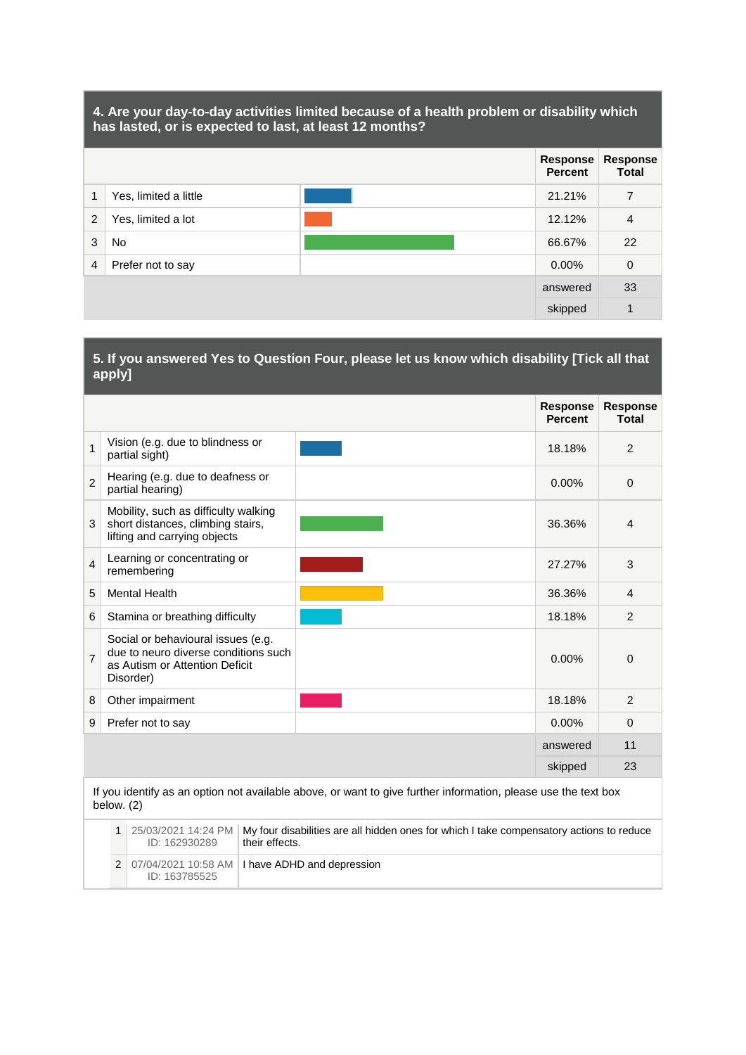## 4. Are your day-to-day activities limited because of a health problem or disability which has lasted, or is expected to last, at least 12 months?

| | | Response Percent | Response Total |
|---|---|---|---|
| 1 | Yes, limited a little | 21.21% | 7 |
| 2 | Yes, limited a lot | 12.12% | 4 |
| 3 | No | 66.67% | 22 |
| 4 | Prefer not to say | 0.00% | 0 |
| | | answered | 33 |
| | | skipped | 1 |

## 5. If you answered Yes to Question Four, please let us know which disability [Tick all that apply]

| | | Response Percent | Response Total |
|---|---|---|---|
| 1 | Vision (e.g. due to blindness or partial sight) | 18.18% | 2 |
| 2 | Hearing (e.g. due to deafness or partial hearing) | 0.00% | 0 |
| 3 | Mobility, such as difficulty walking short distances, climbing stairs, lifting and carrying objects | 36.36% | 4 |
| 4 | Learning or concentrating or remembering | 27.27% | 3 |
| 5 | Mental Health | 36.36% | 4 |
| 6 | Stamina or breathing difficulty | 18.18% | 2 |
| 7 | Social or behavioural issues (e.g. due to neuro diverse conditions such as Autism or Attention Deficit Disorder) | 0.00% | 0 |
| 8 | Other impairment | 18.18% | 2 |
| 9 | Prefer not to say | 0.00% | 0 |
| | | answered | 11 |
| | | skipped | 23 |

If you identify as an option not available above, or want to give further information, please use the text box below. (2)

| | | |
|---|---|---|
| 1 | 25/03/2021 14:24 PM ID: 162930289 | My four disabilities are all hidden ones for which I take compensatory actions to reduce their effects. |
| 2 | 07/04/2021 10:58 AM ID: 163785525 | I have ADHD and depression |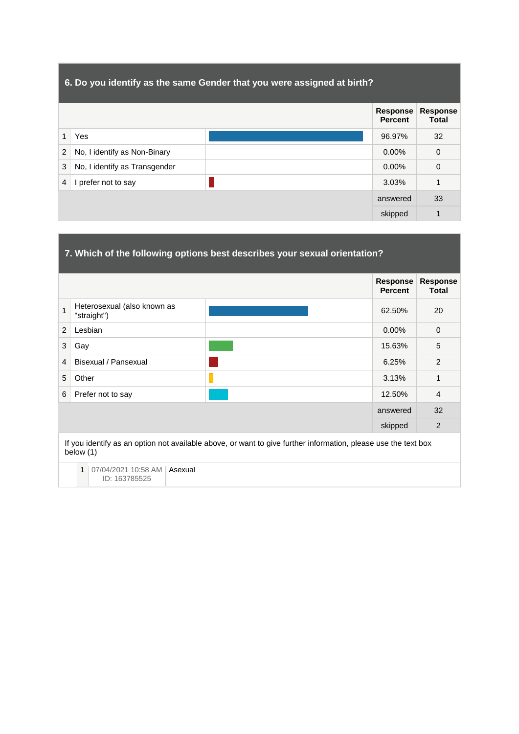### 6. Do you identify as the same Gender that you were assigned at birth?

| | | Response Percent | Response Total |
|---|---|---|---|
| 1 | Yes | 96.97% | 32 |
| 2 | No, I identify as Non-Binary | 0.00% | 0 |
| 3 | No, I identify as Transgender | 0.00% | 0 |
| 4 | I prefer not to say | 3.03% | 1 |
| | | answered | 33 |
| | | skipped | 1 |

### 7. Which of the following options best describes your sexual orientation?

| | | Response Percent | Response Total |
|---|---|---|---|
| 1 | Heterosexual (also known as "straight") | 62.50% | 20 |
| 2 | Lesbian | 0.00% | 0 |
| 3 | Gay | 15.63% | 5 |
| 4 | Bisexual / Pansexual | 6.25% | 2 |
| 5 | Other | 3.13% | 1 |
| 6 | Prefer not to say | 12.50% | 4 |
| | | answered | 32 |
| | | skipped | 2 |

If you identify as an option not available above, or want to give further information, please use the text box below (1)

| | | |
|---|---|---|
| 1 | 07/04/2021 10:58 AM ID: 163785525 | Asexual |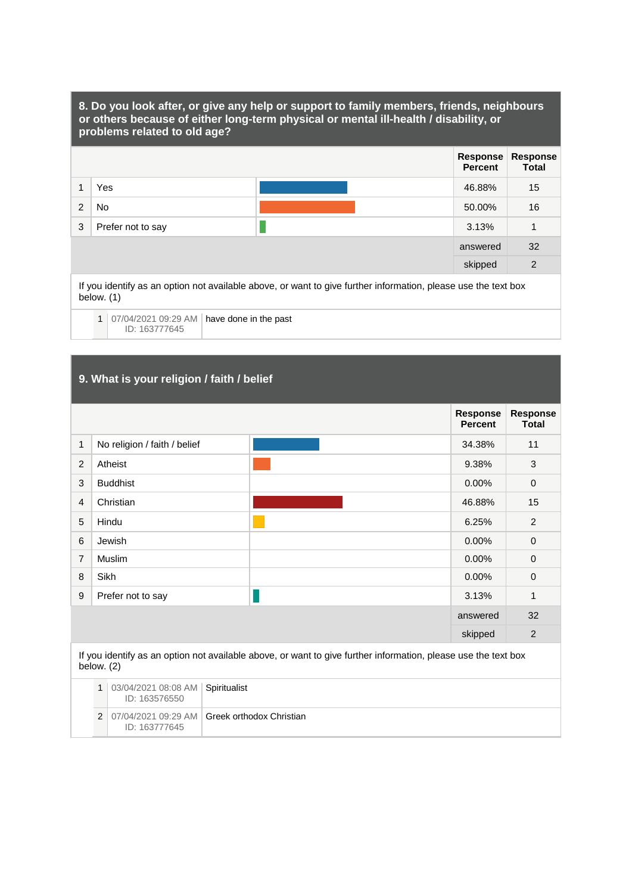## 8. Do you look after, or give any help or support to family members, friends, neighbours or others because of either long-term physical or mental ill-health / disability, or problems related to old age?

| | | Response Percent | Response Total |
|---|---|---|---|
| 1 | Yes | 46.88% | 15 |
| 2 | No | 50.00% | 16 |
| 3 | Prefer not to say | 3.13% | 1 |
| | | answered | 32 |
| | | skipped | 2 |

If you identify as an option not available above, or want to give further information, please use the text box below. (1)

| | | |
|---|---|---|
| 1 | 07/04/2021 09:29 AM ID: 163777645 | have done in the past |

## 9. What is your religion / faith / belief

| | | Response Percent | Response Total |
|---|---|---|---|
| 1 | No religion / faith / belief | 34.38% | 11 |
| 2 | Atheist | 9.38% | 3 |
| 3 | Buddhist | 0.00% | 0 |
| 4 | Christian | 46.88% | 15 |
| 5 | Hindu | 6.25% | 2 |
| 6 | Jewish | 0.00% | 0 |
| 7 | Muslim | 0.00% | 0 |
| 8 | Sikh | 0.00% | 0 |
| 9 | Prefer not to say | 3.13% | 1 |
| | | answered | 32 |
| | | skipped | 2 |

If you identify as an option not available above, or want to give further information, please use the text box below. (2)

| | | |
|---|---|---|
| 1 | 03/04/2021 08:08 AM ID: 163576550 | Spiritualist |
| 2 | 07/04/2021 09:29 AM ID: 163777645 | Greek orthodox Christian |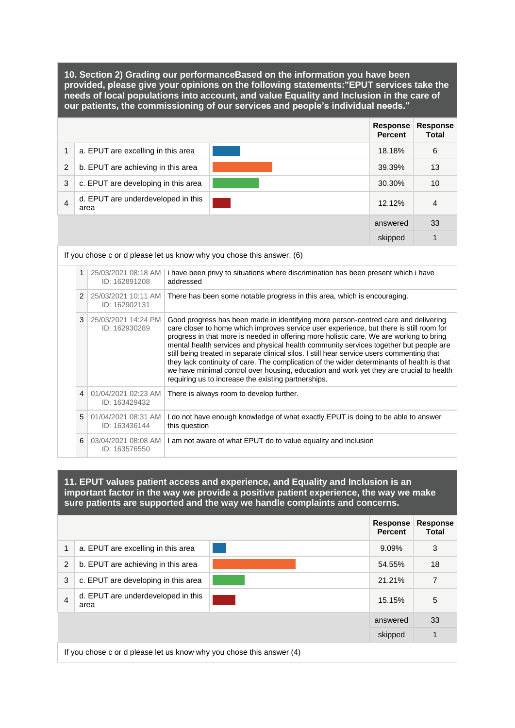## 10. Section 2) Grading our performanceBased on the information you have been provided, please give your opinions on the following statements:"EPUT services take the needs of local populations into account, and value Equality and Inclusion in the care of our patients, the commissioning of our services and people's individual needs."

| | | Response Percent | Response Total |
|---|---|---|---|
| 1 | a. EPUT are excelling in this area | 18.18% | 6 |
| 2 | b. EPUT are achieving in this area | 39.39% | 13 |
| 3 | c. EPUT are developing in this area | 30.30% | 10 |
| 4 | d. EPUT are underdeveloped in this area | 12.12% | 4 |
| | | answered | 33 |
| | | skipped | 1 |

If you chose c or d please let us know why you chose this answer. (6)

| | | |
|---|---|---|
| 1 | 25/03/2021 08:18 AM ID: 162891208 | i have been privy to situations where discrimination has been present which i have addressed |
| 2 | 25/03/2021 10:11 AM ID: 162902131 | There has been some notable progress in this area, which is encouraging. |
| 3 | 25/03/2021 14:24 PM ID: 162930289 | Good progress has been made in identifying more person-centred care and delivering care closer to home which improves service user experience, but there is still room for progress in that more is needed in offering more holistic care. We are working to bring mental health services and physical health community services together but people are still being treated in separate clinical silos. I still hear service users commenting that they lack continuity of care. The complication of the wider determinants of health is that we have minimal control over housing, education and work yet they are crucial to health requiring us to increase the existing partnerships. |
| 4 | 01/04/2021 02:23 AM ID: 163429432 | There is always room to develop further. |
| 5 | 01/04/2021 08:31 AM ID: 163436144 | I do not have enough knowledge of what exactly EPUT is doing to be able to answer this question |
| 6 | 03/04/2021 08:08 AM ID: 163576550 | I am not aware of what EPUT do to value equality and inclusion |

## 11. EPUT values patient access and experience, and Equality and Inclusion is an important factor in the way we provide a positive patient experience, the way we make sure patients are supported and the way we handle complaints and concerns.

| | | Response Percent | Response Total |
|---|---|---|---|
| 1 | a. EPUT are excelling in this area | 9.09% | 3 |
| 2 | b. EPUT are achieving in this area | 54.55% | 18 |
| 3 | c. EPUT are developing in this area | 21.21% | 7 |
| 4 | d. EPUT are underdeveloped in this area | 15.15% | 5 |
| | | answered | 33 |
| | | skipped | 1 |

If you chose c or d please let us know why you chose this answer (4)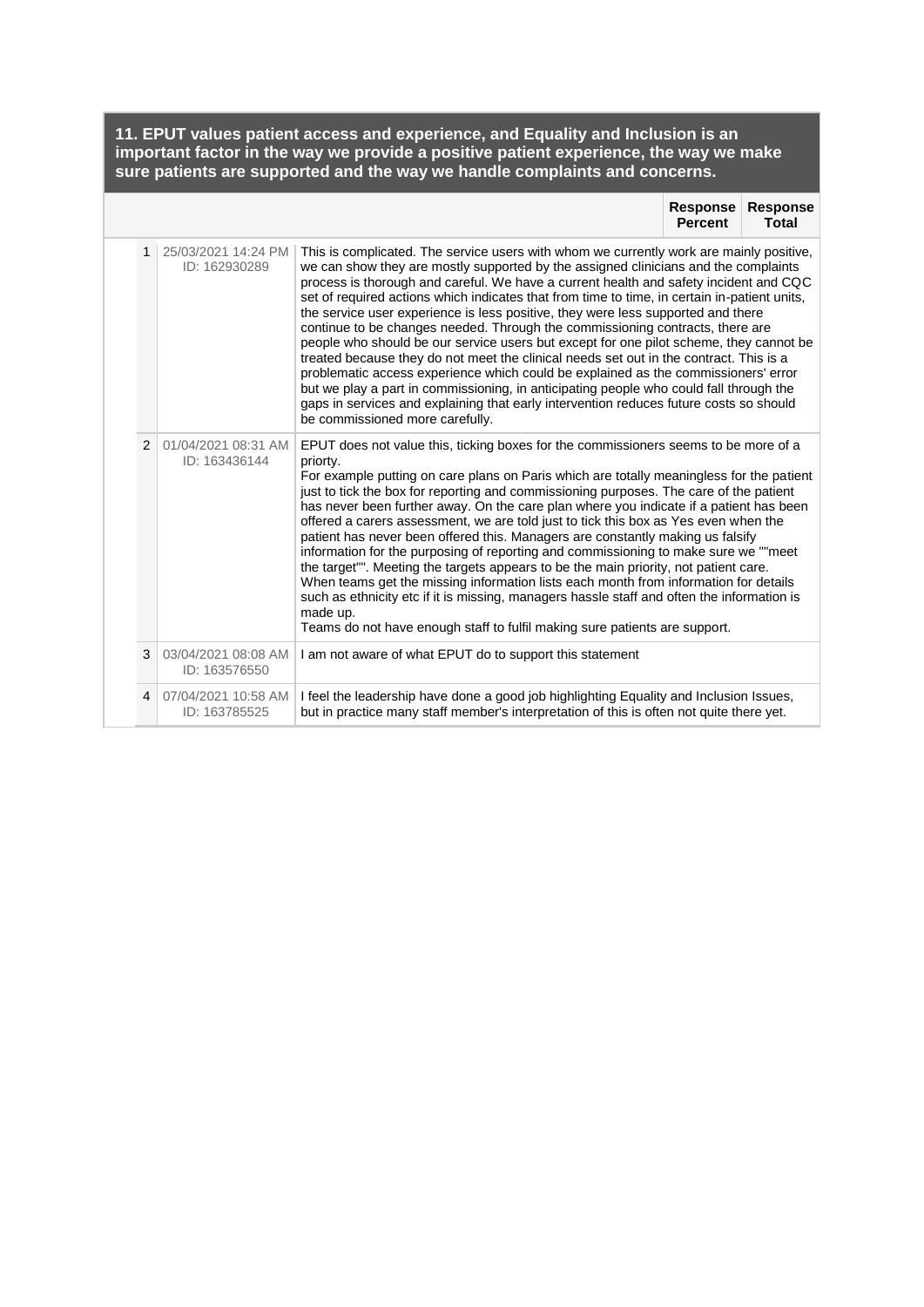## 11. EPUT values patient access and experience, and Equality and Inclusion is an important factor in the way we provide a positive patient experience, the way we make sure patients are supported and the way we handle complaints and concerns.

| | | | Response Percent | Response Total |
|---|---|---|---|---|
| 1 | 25/03/2021 14:24 PM ID: 162930289 | This is complicated. The service users with whom we currently work are mainly positive, we can show they are mostly supported by the assigned clinicians and the complaints process is thorough and careful. We have a current health and safety incident and CQC set of required actions which indicates that from time to time, in certain in-patient units, the service user experience is less positive, they were less supported and there continue to be changes needed. Through the commissioning contracts, there are people who should be our service users but except for one pilot scheme, they cannot be treated because they do not meet the clinical needs set out in the contract. This is a problematic access experience which could be explained as the commissioners' error but we play a part in commissioning, in anticipating people who could fall through the gaps in services and explaining that early intervention reduces future costs so should be commissioned more carefully. | | |
| 2 | 01/04/2021 08:31 AM ID: 163436144 | EPUT does not value this, ticking boxes for the commissioners seems to be more of a priorty.<br>For example putting on care plans on Paris which are totally meaningless for the patient just to tick the box for reporting and commissioning purposes. The care of the patient has never been further away. On the care plan where you indicate if a patient has been offered a carers assessment, we are told just to tick this box as Yes even when the patient has never been offered this. Managers are constantly making us falsify information for the purposing of reporting and commissioning to make sure we ""meet the target"". Meeting the targets appears to be the main priority, not patient care.<br>When teams get the missing information lists each month from information for details such as ethnicity etc if it is missing, managers hassle staff and often the information is made up.<br>Teams do not have enough staff to fulfil making sure patients are support. | | |
| 3 | 03/04/2021 08:08 AM ID: 163576550 | I am not aware of what EPUT do to support this statement | | |
| 4 | 07/04/2021 10:58 AM ID: 163785525 | I feel the leadership have done a good job highlighting Equality and Inclusion Issues, but in practice many staff member's interpretation of this is often not quite there yet. | | |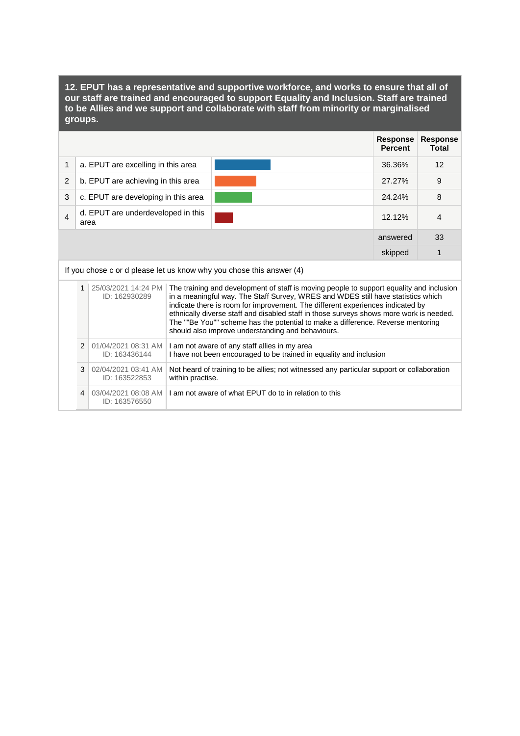## 12. EPUT has a representative and supportive workforce, and works to ensure that all of our staff are trained and encouraged to support Equality and Inclusion. Staff are trained to be Allies and we support and collaborate with staff from minority or marginalised groups.

| | | Response Percent | Response Total |
|---|---|---|---|
| 1 | a. EPUT are excelling in this area | 36.36% | 12 |
| 2 | b. EPUT are achieving in this area | 27.27% | 9 |
| 3 | c. EPUT are developing in this area | 24.24% | 8 |
| 4 | d. EPUT are underdeveloped in this area | 12.12% | 4 |
| | | answered | 33 |
| | | skipped | 1 |

If you chose c or d please let us know why you chose this answer (4)

| | | |
|---|---|---|
| 1 | 25/03/2021 14:24 PM ID: 162930289 | The training and development of staff is moving people to support equality and inclusion in a meaningful way. The Staff Survey, WRES and WDES still have statistics which indicate there is room for improvement. The different experiences indicated by ethnically diverse staff and disabled staff in those surveys shows more work is needed. The ""Be You"" scheme has the potential to make a difference. Reverse mentoring should also improve understanding and behaviours. |
| 2 | 01/04/2021 08:31 AM ID: 163436144 | I am not aware of any staff allies in my area I have not been encouraged to be trained in equality and inclusion |
| 3 | 02/04/2021 03:41 AM ID: 163522853 | Not heard of training to be allies; not witnessed any particular support or collaboration within practise. |
| 4 | 03/04/2021 08:08 AM ID: 163576550 | I am not aware of what EPUT do to in relation to this |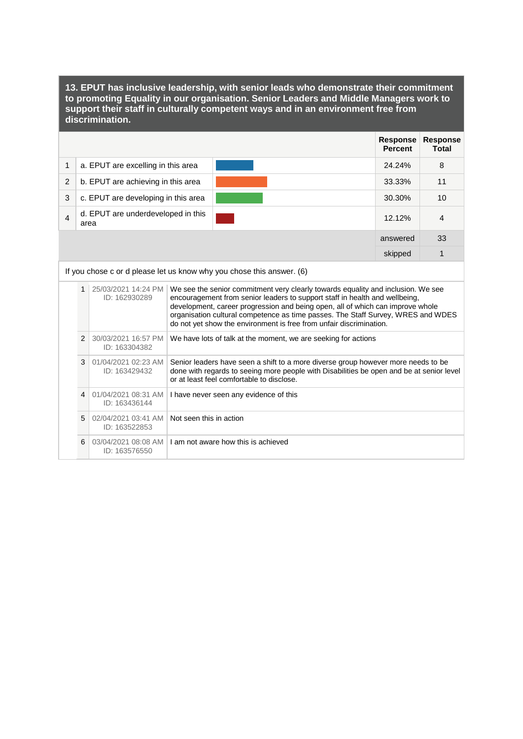**13. EPUT has inclusive leadership, with senior leads who demonstrate their commitment to promoting Equality in our organisation. Senior Leaders and Middle Managers work to support their staff in culturally competent ways and in an environment free from discrimination.**

| | | Response Percent | Response Total |
|---|---|---|---|
| 1 | a. EPUT are excelling in this area | 24.24% | 8 |
| 2 | b. EPUT are achieving in this area | 33.33% | 11 |
| 3 | c. EPUT are developing in this area | 30.30% | 10 |
| 4 | d. EPUT are underdeveloped in this area | 12.12% | 4 |
| | | answered | 33 |
| | | skipped | 1 |

If you chose c or d please let us know why you chose this answer. (6)

| | | |
|---|---|---|
| 1 | 25/03/2021 14:24 PM ID: 162930289 | We see the senior commitment very clearly towards equality and inclusion. We see encouragement from senior leaders to support staff in health and wellbeing, development, career progression and being open, all of which can improve whole organisation cultural competence as time passes. The Staff Survey, WRES and WDES do not yet show the environment is free from unfair discrimination. |
| 2 | 30/03/2021 16:57 PM ID: 163304382 | We have lots of talk at the moment, we are seeking for actions |
| 3 | 01/04/2021 02:23 AM ID: 163429432 | Senior leaders have seen a shift to a more diverse group however more needs to be done with regards to seeing more people with Disabilities be open and be at senior level or at least feel comfortable to disclose. |
| 4 | 01/04/2021 08:31 AM ID: 163436144 | I have never seen any evidence of this |
| 5 | 02/04/2021 03:41 AM ID: 163522853 | Not seen this in action |
| 6 | 03/04/2021 08:08 AM ID: 163576550 | I am not aware how this is achieved |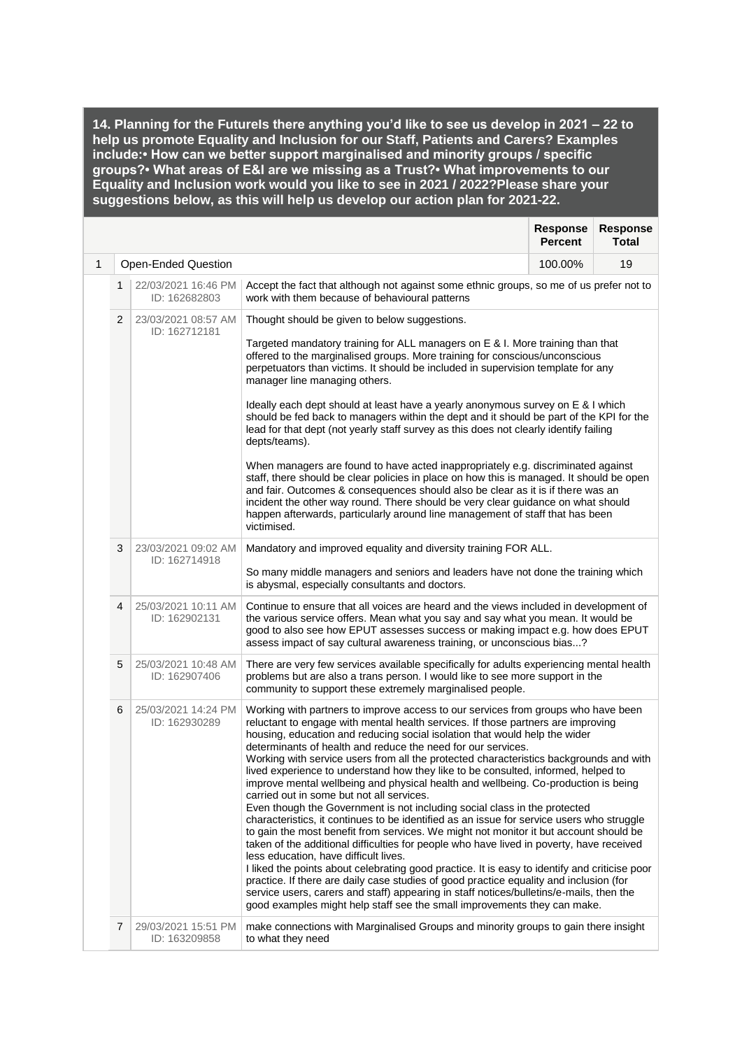**14. Planning for the FutureIs there anything you'd like to see us develop in 2021 – 22 to help us promote Equality and Inclusion for our Staff, Patients and Carers? Examples include:• How can we better support marginalised and minority groups / specific groups?• What areas of E&I are we missing as a Trust?• What improvements to our Equality and Inclusion work would you like to see in 2021 / 2022?Please share your suggestions below, as this will help us develop our action plan for 2021-22.**

| | | | | Response Percent | Response Total |
|---|---|---|---|---|---|
| 1 | Open-Ended Question | | | 100.00% | 19 |
| | 1 | 22/03/2021 16:46 PM ID: 162682803 | Accept the fact that although not against some ethnic groups, so me of us prefer not to work with them because of behavioural patterns | | |
| | 2 | 23/03/2021 08:57 AM ID: 162712181 | Thought should be given to below suggestions.<br><br>Targeted mandatory training for ALL managers on E & I. More training than that offered to the marginalised groups. More training for conscious/unconscious perpetuators than victims. It should be included in supervision template for any manager line managing others.<br><br>Ideally each dept should at least have a yearly anonymous survey on E & I which should be fed back to managers within the dept and it should be part of the KPI for the lead for that dept (not yearly staff survey as this does not clearly identify failing depts/teams).<br><br>When managers are found to have acted inappropriately e.g. discriminated against staff, there should be clear policies in place on how this is managed. It should be open and fair. Outcomes & consequences should also be clear as it is if there was an incident the other way round. There should be very clear guidance on what should happen afterwards, particularly around line management of staff that has been victimised. | | |
| | 3 | 23/03/2021 09:02 AM ID: 162714918 | Mandatory and improved equality and diversity training FOR ALL.<br><br>So many middle managers and seniors and leaders have not done the training which is abysmal, especially consultants and doctors. | | |
| | 4 | 25/03/2021 10:11 AM ID: 162902131 | Continue to ensure that all voices are heard and the views included in development of the various service offers. Mean what you say and say what you mean. It would be good to also see how EPUT assesses success or making impact e.g. how does EPUT assess impact of say cultural awareness training, or unconscious bias...? | | |
| | 5 | 25/03/2021 10:48 AM ID: 162907406 | There are very few services available specifically for adults experiencing mental health problems but are also a trans person. I would like to see more support in the community to support these extremely marginalised people. | | |
| | 6 | 25/03/2021 14:24 PM ID: 162930289 | Working with partners to improve access to our services from groups who have been reluctant to engage with mental health services. If those partners are improving housing, education and reducing social isolation that would help the wider determinants of health and reduce the need for our services.<br>Working with service users from all the protected characteristics backgrounds and with lived experience to understand how they like to be consulted, informed, helped to improve mental wellbeing and physical health and wellbeing. Co-production is being carried out in some but not all services.<br>Even though the Government is not including social class in the protected characteristics, it continues to be identified as an issue for service users who struggle to gain the most benefit from services. We might not monitor it but account should be taken of the additional difficulties for people who have lived in poverty, have received less education, have difficult lives.<br>I liked the points about celebrating good practice. It is easy to identify and criticise poor practice. If there are daily case studies of good practice equality and inclusion (for service users, carers and staff) appearing in staff notices/bulletins/e-mails, then the good examples might help staff see the small improvements they can make. | | |
| | 7 | 29/03/2021 15:51 PM ID: 163209858 | make connections with Marginalised Groups and minority groups to gain there insight to what they need | | |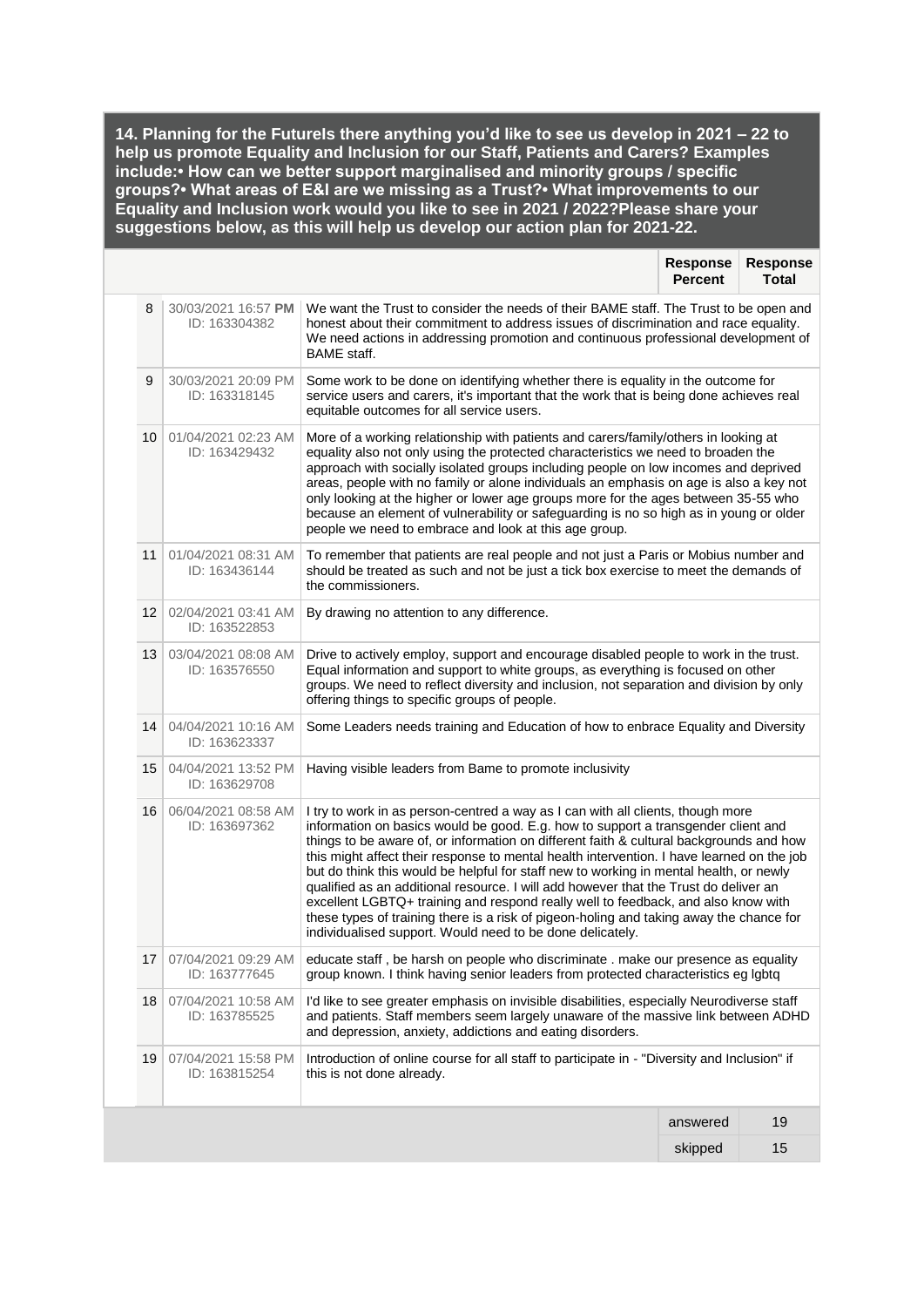**14. Planning for the FutureIs there anything you'd like to see us develop in 2021 – 22 to help us promote Equality and Inclusion for our Staff, Patients and Carers? Examples include:• How can we better support marginalised and minority groups / specific groups?• What areas of E&I are we missing as a Trust?• What improvements to our Equality and Inclusion work would you like to see in 2021 / 2022?Please share your suggestions below, as this will help us develop our action plan for 2021-22.**

| | | | Response Percent | Response Total |
|---|---|---|---|---|
| 8 | 30/03/2021 16:57 **PM** ID: 163304382 | We want the Trust to consider the needs of their BAME staff. The Trust to be open and honest about their commitment to address issues of discrimination and race equality. We need actions in addressing promotion and continuous professional development of BAME staff. | | |
| 9 | 30/03/2021 20:09 PM ID: 163318145 | Some work to be done on identifying whether there is equality in the outcome for service users and carers, it's important that the work that is being done achieves real equitable outcomes for all service users. | | |
| 10 | 01/04/2021 02:23 AM ID: 163429432 | More of a working relationship with patients and carers/family/others in looking at equality also not only using the protected characteristics we need to broaden the approach with socially isolated groups including people on low incomes and deprived areas, people with no family or alone individuals an emphasis on age is also a key not only looking at the higher or lower age groups more for the ages between 35-55 who because an element of vulnerability or safeguarding is no so high as in young or older people we need to embrace and look at this age group. | | |
| 11 | 01/04/2021 08:31 AM ID: 163436144 | To remember that patients are real people and not just a Paris or Mobius number and should be treated as such and not be just a tick box exercise to meet the demands of the commissioners. | | |
| 12 | 02/04/2021 03:41 AM ID: 163522853 | By drawing no attention to any difference. | | |
| 13 | 03/04/2021 08:08 AM ID: 163576550 | Drive to actively employ, support and encourage disabled people to work in the trust. Equal information and support to white groups, as everything is focused on other groups. We need to reflect diversity and inclusion, not separation and division by only offering things to specific groups of people. | | |
| 14 | 04/04/2021 10:16 AM ID: 163623337 | Some Leaders needs training and Education of how to enbrace Equality and Diversity | | |
| 15 | 04/04/2021 13:52 PM ID: 163629708 | Having visible leaders from Bame to promote inclusivity | | |
| 16 | 06/04/2021 08:58 AM ID: 163697362 | I try to work in as person-centred a way as I can with all clients, though more information on basics would be good. E.g. how to support a transgender client and things to be aware of, or information on different faith & cultural backgrounds and how this might affect their response to mental health intervention. I have learned on the job but do think this would be helpful for staff new to working in mental health, or newly qualified as an additional resource. I will add however that the Trust do deliver an excellent LGBTQ+ training and respond really well to feedback, and also know with these types of training there is a risk of pigeon-holing and taking away the chance for individualised support. Would need to be done delicately. | | |
| 17 | 07/04/2021 09:29 AM ID: 163777645 | educate staff , be harsh on people who discriminate . make our presence as equality group known. I think having senior leaders from protected characteristics eg lgbtq | | |
| 18 | 07/04/2021 10:58 AM ID: 163785525 | I'd like to see greater emphasis on invisible disabilities, especially Neurodiverse staff and patients. Staff members seem largely unaware of the massive link between ADHD and depression, anxiety, addictions and eating disorders. | | |
| 19 | 07/04/2021 15:58 PM ID: 163815254 | Introduction of online course for all staff to participate in - "Diversity and Inclusion" if this is not done already. | | |
| | | | answered | 19 |
| | | | skipped | 15 |